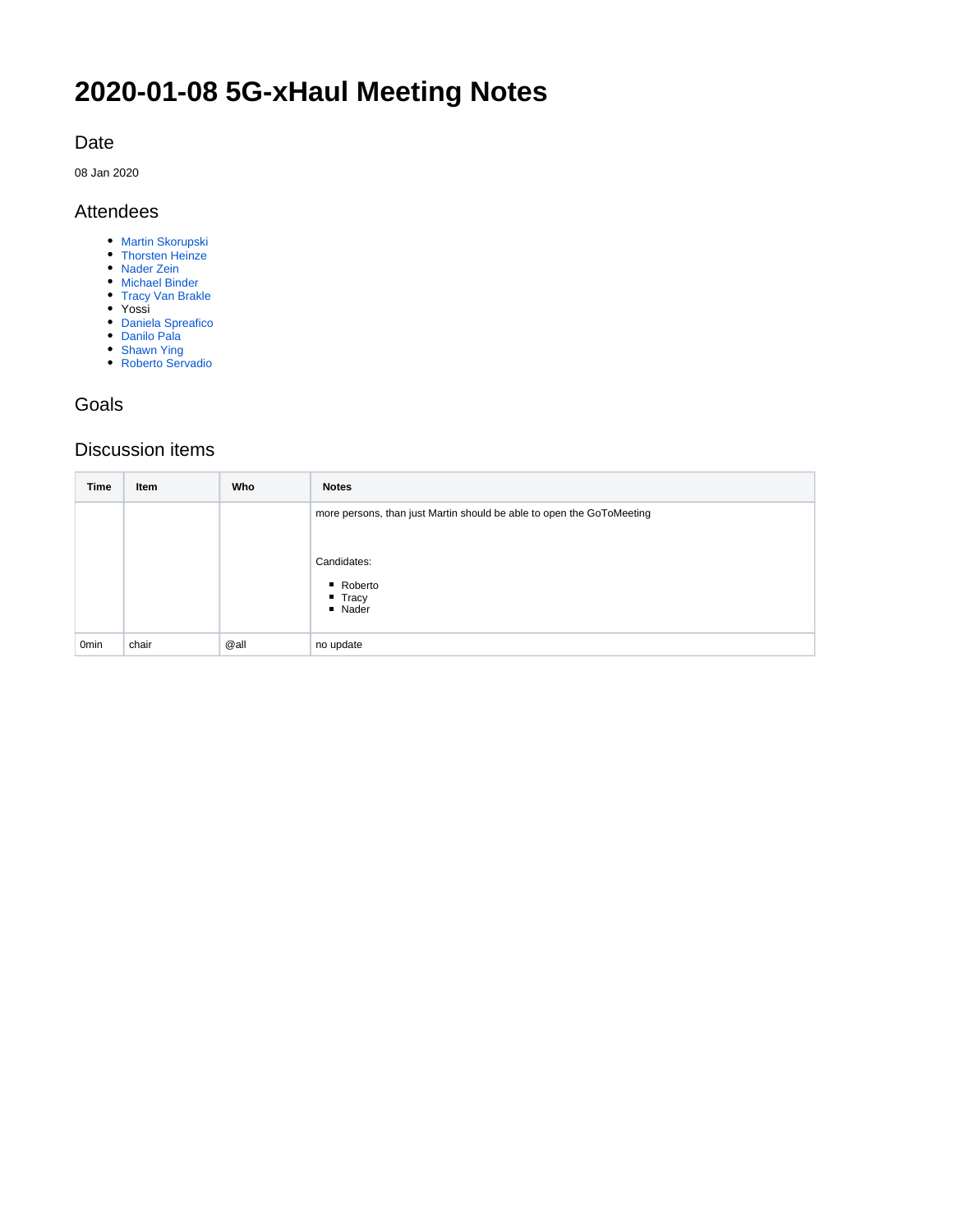# 2020-01-08 5G-xHaul Meeting Notes

## Date

08 Jan 2020

## Attendees

- Martin Skorupski
- Thorsten Heinze
- Nader Zein
- Michael Binder
- Tracy Van Brakle
- Yossi
- Daniela Spreafico
- Danilo Pala
- Shawn Ying
- Roberto Servadio

## Goals

## Discussion items

| Time | Item | Who | Notes |
|---|---|---|---|
| | | | more persons, than just Martin should be able to open the GoToMeeting<br><br>Candidates:<br>▪ Roberto<br>▪ Tracy<br>▪ Nader |
| 0min | chair | @all | no update |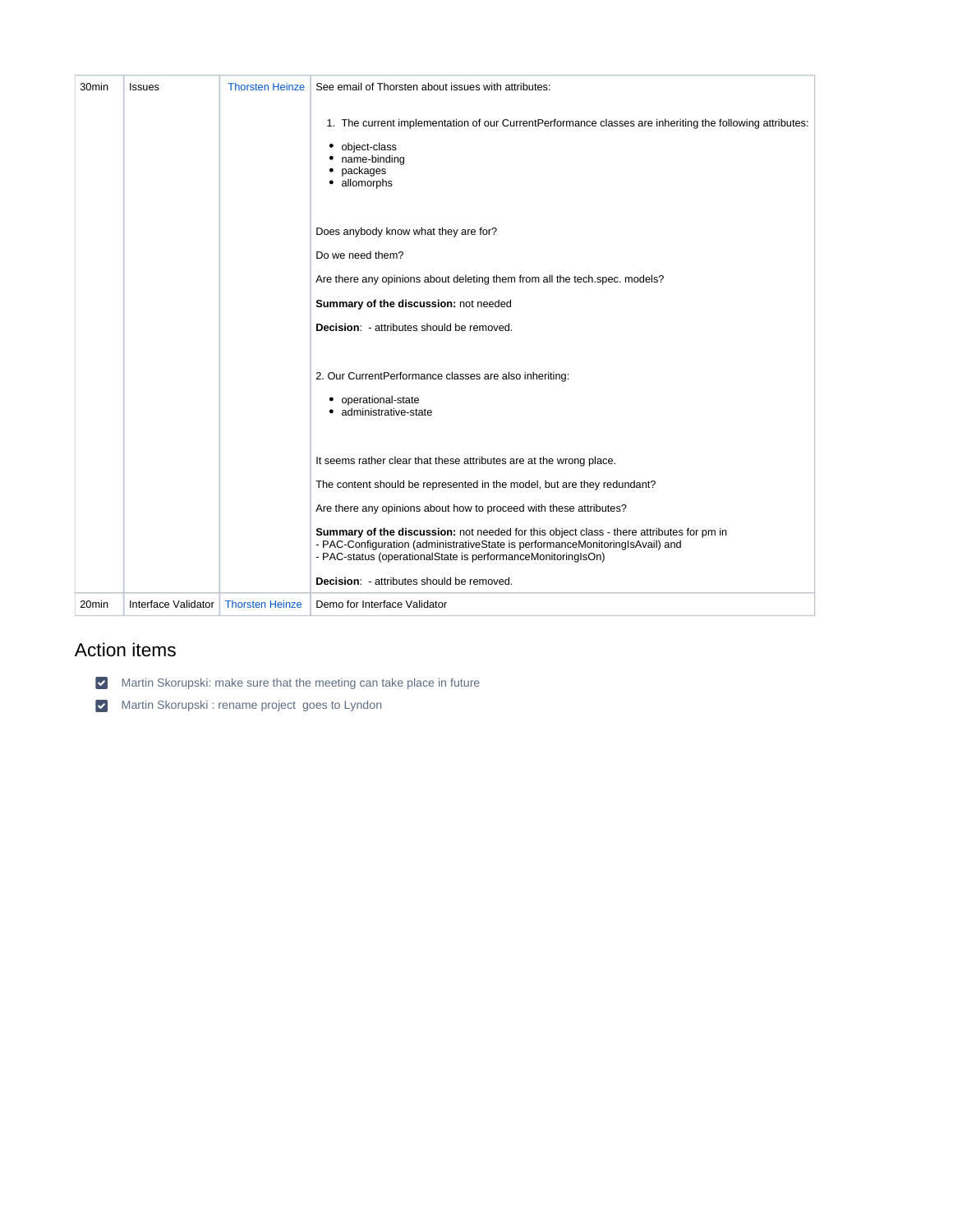| | | | |
|---|---|---|---|
| 30min | Issues | Thorsten Heinze | See email of Thorsten about issues with attributes:<br><br>1. The current implementation of our CurrentPerformance classes are inheriting the following attributes:<br><br>• object-class<br>• name-binding<br>• packages<br>• allomorphs<br><br>Does anybody know what they are for?<br><br>Do we need them?<br><br>Are there any opinions about deleting them from all the tech.spec. models?<br><br>**Summary of the discussion:** not needed<br><br>**Decision**: - attributes should be removed.<br><br>2. Our CurrentPerformance classes are also inheriting:<br><br>• operational-state<br>• administrative-state<br><br>It seems rather clear that these attributes are at the wrong place.<br><br>The content should be represented in the model, but are they redundant?<br><br>Are there any opinions about how to proceed with these attributes?<br><br>**Summary of the discussion:** not needed for this object class - there attributes for pm in<br>- PAC-Configuration (administrativeState is performanceMonitoringIsAvail) and<br>- PAC-status (operationalState is performanceMonitoringIsOn)<br><br>**Decision**: - attributes should be removed. |
| 20min | Interface Validator | Thorsten Heinze | Demo for Interface Validator |

## Action items

- [x] Martin Skorupski: make sure that the meeting can take place in future
- [x] Martin Skorupski : rename project goes to Lyndon